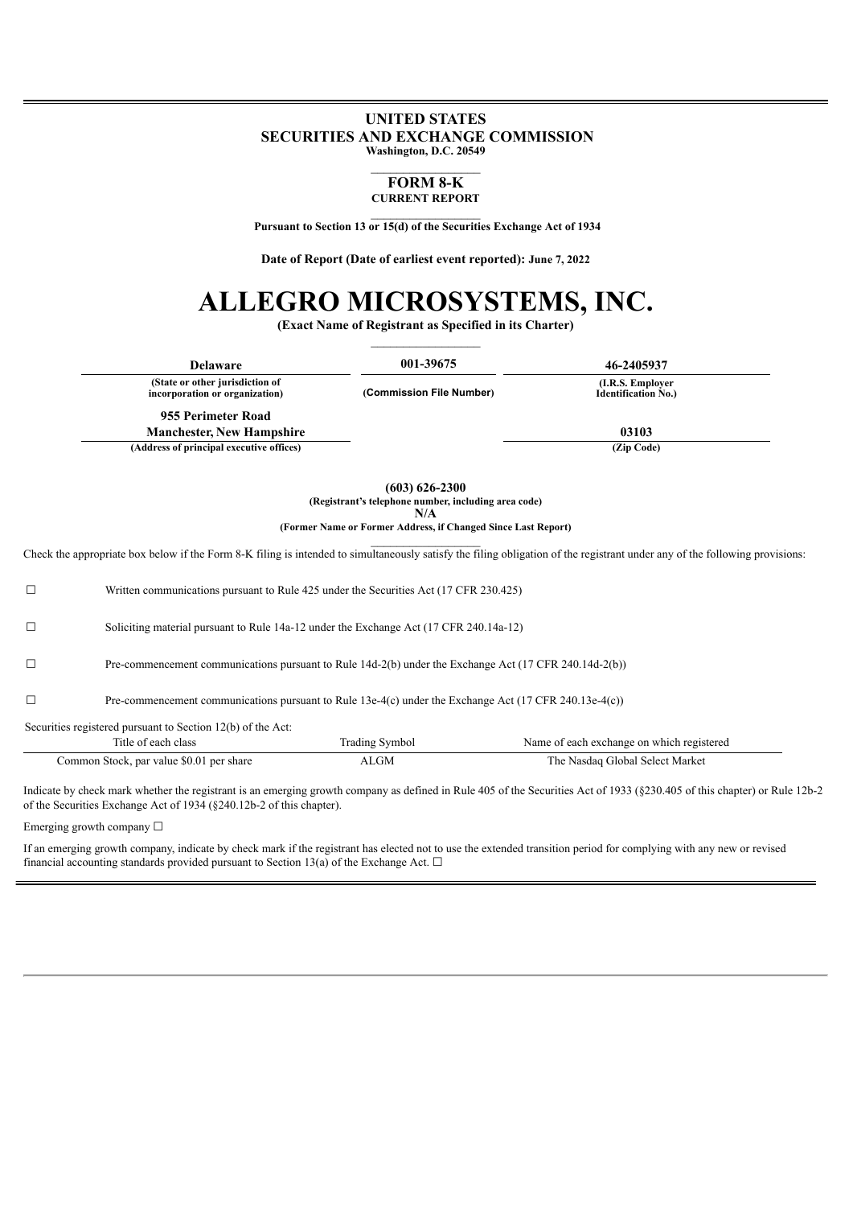**UNITED STATES**
**SECURITIES AND EXCHANGE COMMISSION**
**Washington, D.C. 20549**

# FORM 8-K

**CURRENT REPORT**

**Pursuant to Section 13 or 15(d) of the Securities Exchange Act of 1934**

**Date of Report (Date of earliest event reported): June 7, 2022**

# ALLEGRO MICROSYSTEMS, INC.

**(Exact Name of Registrant as Specified in its Charter)**

| Delaware | 001-39675 | 46-2405937 |
|---|---|---|
| (State or other jurisdiction of incorporation or organization) | (Commission File Number) | (I.R.S. Employer Identification No.) |
| 955 Perimeter Road Manchester, New Hampshire | | 03103 |
| (Address of principal executive offices) | | (Zip Code) |

**(603) 626-2300**
**(Registrant's telephone number, including area code)**
**N/A**
**(Former Name or Former Address, if Changed Since Last Report)**

Check the appropriate box below if the Form 8-K filing is intended to simultaneously satisfy the filing obligation of the registrant under any of the following provisions:

☐ Written communications pursuant to Rule 425 under the Securities Act (17 CFR 230.425)

☐ Soliciting material pursuant to Rule 14a-12 under the Exchange Act (17 CFR 240.14a-12)

☐ Pre-commencement communications pursuant to Rule 14d-2(b) under the Exchange Act (17 CFR 240.14d-2(b))

☐ Pre-commencement communications pursuant to Rule 13e-4(c) under the Exchange Act (17 CFR 240.13e-4(c))

Securities registered pursuant to Section 12(b) of the Act:

| Title of each class | Trading Symbol | Name of each exchange on which registered |
|---|---|---|
| Common Stock, par value $0.01 per share | ALGM | The Nasdaq Global Select Market |

Indicate by check mark whether the registrant is an emerging growth company as defined in Rule 405 of the Securities Act of 1933 (§230.405 of this chapter) or Rule 12b-2 of the Securities Exchange Act of 1934 (§240.12b-2 of this chapter).

Emerging growth company ☐

If an emerging growth company, indicate by check mark if the registrant has elected not to use the extended transition period for complying with any new or revised financial accounting standards provided pursuant to Section 13(a) of the Exchange Act. ☐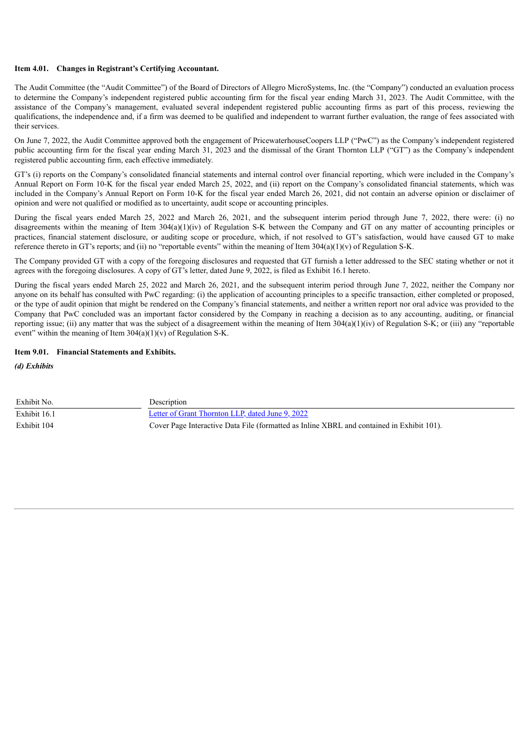**Item 4.01. Changes in Registrant's Certifying Accountant.**

The Audit Committee (the "Audit Committee") of the Board of Directors of Allegro MicroSystems, Inc. (the "Company") conducted an evaluation process to determine the Company's independent registered public accounting firm for the fiscal year ending March 31, 2023. The Audit Committee, with the assistance of the Company's management, evaluated several independent registered public accounting firms as part of this process, reviewing the qualifications, the independence and, if a firm was deemed to be qualified and independent to warrant further evaluation, the range of fees associated with their services.

On June 7, 2022, the Audit Committee approved both the engagement of PricewaterhouseCoopers LLP ("PwC") as the Company's independent registered public accounting firm for the fiscal year ending March 31, 2023 and the dismissal of the Grant Thornton LLP ("GT") as the Company's independent registered public accounting firm, each effective immediately.

GT's (i) reports on the Company's consolidated financial statements and internal control over financial reporting, which were included in the Company's Annual Report on Form 10-K for the fiscal year ended March 25, 2022, and (ii) report on the Company's consolidated financial statements, which was included in the Company's Annual Report on Form 10-K for the fiscal year ended March 26, 2021, did not contain an adverse opinion or disclaimer of opinion and were not qualified or modified as to uncertainty, audit scope or accounting principles.

During the fiscal years ended March 25, 2022 and March 26, 2021, and the subsequent interim period through June 7, 2022, there were: (i) no disagreements within the meaning of Item 304(a)(1)(iv) of Regulation S-K between the Company and GT on any matter of accounting principles or practices, financial statement disclosure, or auditing scope or procedure, which, if not resolved to GT's satisfaction, would have caused GT to make reference thereto in GT's reports; and (ii) no "reportable events" within the meaning of Item 304(a)(1)(v) of Regulation S-K.

The Company provided GT with a copy of the foregoing disclosures and requested that GT furnish a letter addressed to the SEC stating whether or not it agrees with the foregoing disclosures. A copy of GT's letter, dated June 9, 2022, is filed as Exhibit 16.1 hereto.

During the fiscal years ended March 25, 2022 and March 26, 2021, and the subsequent interim period through June 7, 2022, neither the Company nor anyone on its behalf has consulted with PwC regarding: (i) the application of accounting principles to a specific transaction, either completed or proposed, or the type of audit opinion that might be rendered on the Company's financial statements, and neither a written report nor oral advice was provided to the Company that PwC concluded was an important factor considered by the Company in reaching a decision as to any accounting, auditing, or financial reporting issue; (ii) any matter that was the subject of a disagreement within the meaning of Item 304(a)(1)(iv) of Regulation S-K; or (iii) any "reportable event" within the meaning of Item 304(a)(1)(v) of Regulation S-K.

**Item 9.01. Financial Statements and Exhibits.**

***(d) Exhibits***

| Exhibit No. | Description |
|---|---|
| Exhibit 16.1 | Letter of Grant Thornton LLP, dated June 9, 2022 |
| Exhibit 104 | Cover Page Interactive Data File (formatted as Inline XBRL and contained in Exhibit 101). |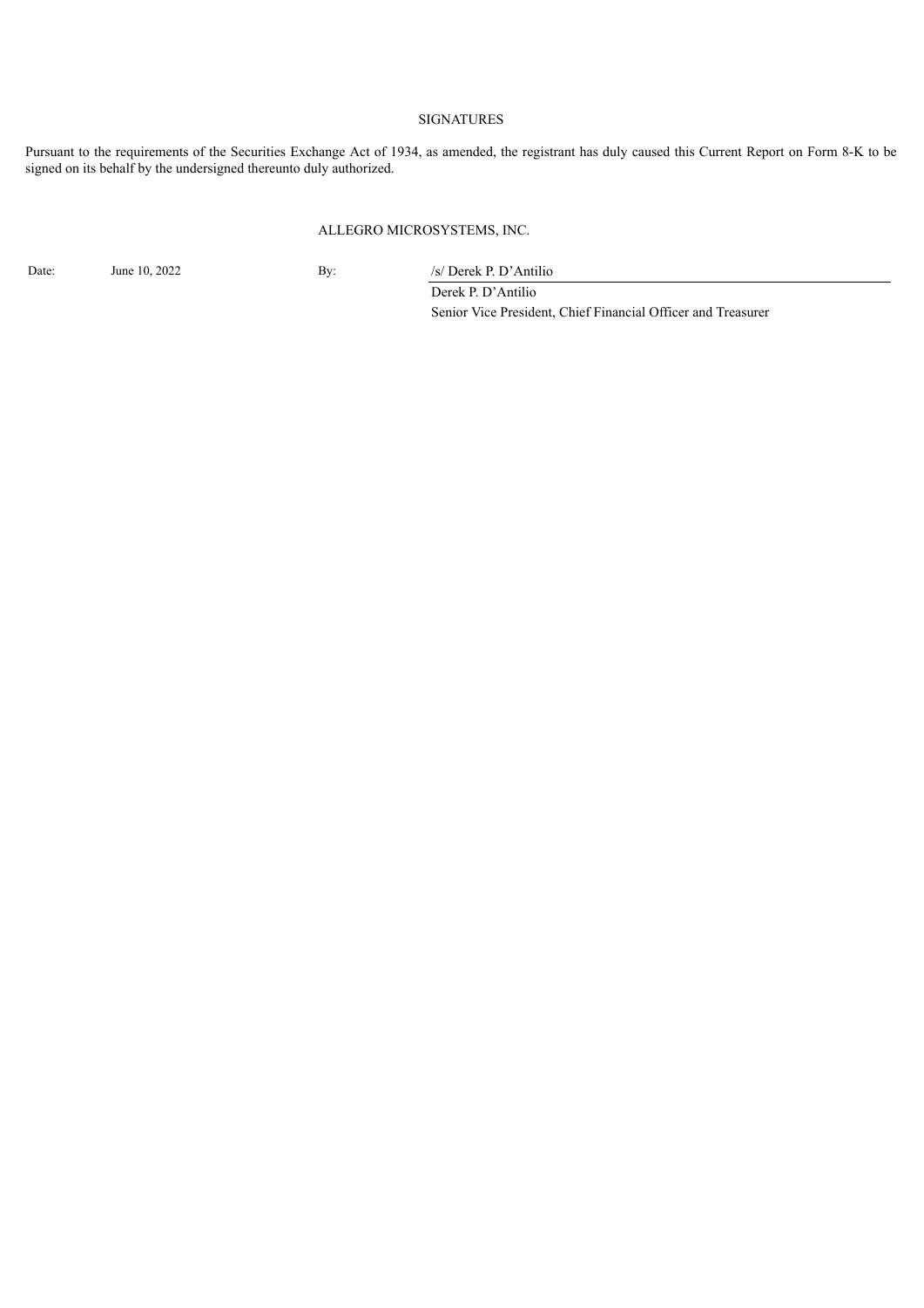# SIGNATURES

Pursuant to the requirements of the Securities Exchange Act of 1934, as amended, the registrant has duly caused this Current Report on Form 8-K to be signed on its behalf by the undersigned thereunto duly authorized.

ALLEGRO MICROSYSTEMS, INC.

| | | | |
|---|---|---|---|
| Date: | June 10, 2022 | By: | /s/ Derek P. D'Antilio |
| | | | Derek P. D'Antilio |
| | | | Senior Vice President, Chief Financial Officer and Treasurer |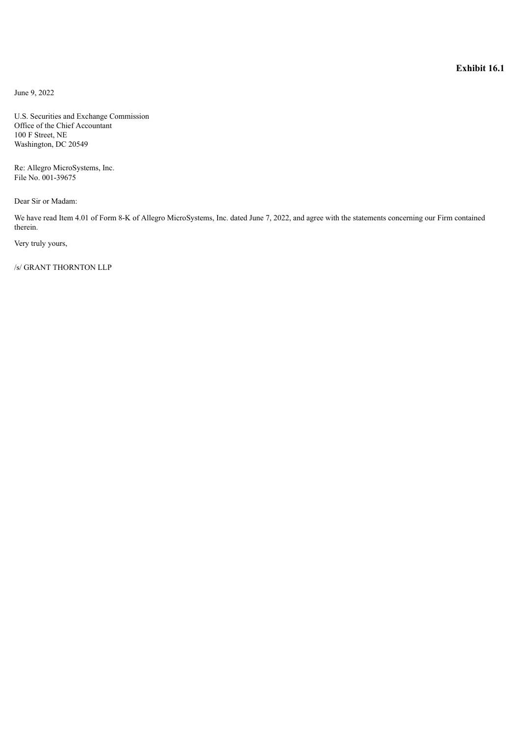**Exhibit 16.1**

June 9, 2022

U.S. Securities and Exchange Commission
Office of the Chief Accountant
100 F Street, NE
Washington, DC 20549

Re: Allegro MicroSystems, Inc.
File No. 001-39675

Dear Sir or Madam:

We have read Item 4.01 of Form 8-K of Allegro MicroSystems, Inc. dated June 7, 2022, and agree with the statements concerning our Firm contained therein.

Very truly yours,

/s/ GRANT THORNTON LLP